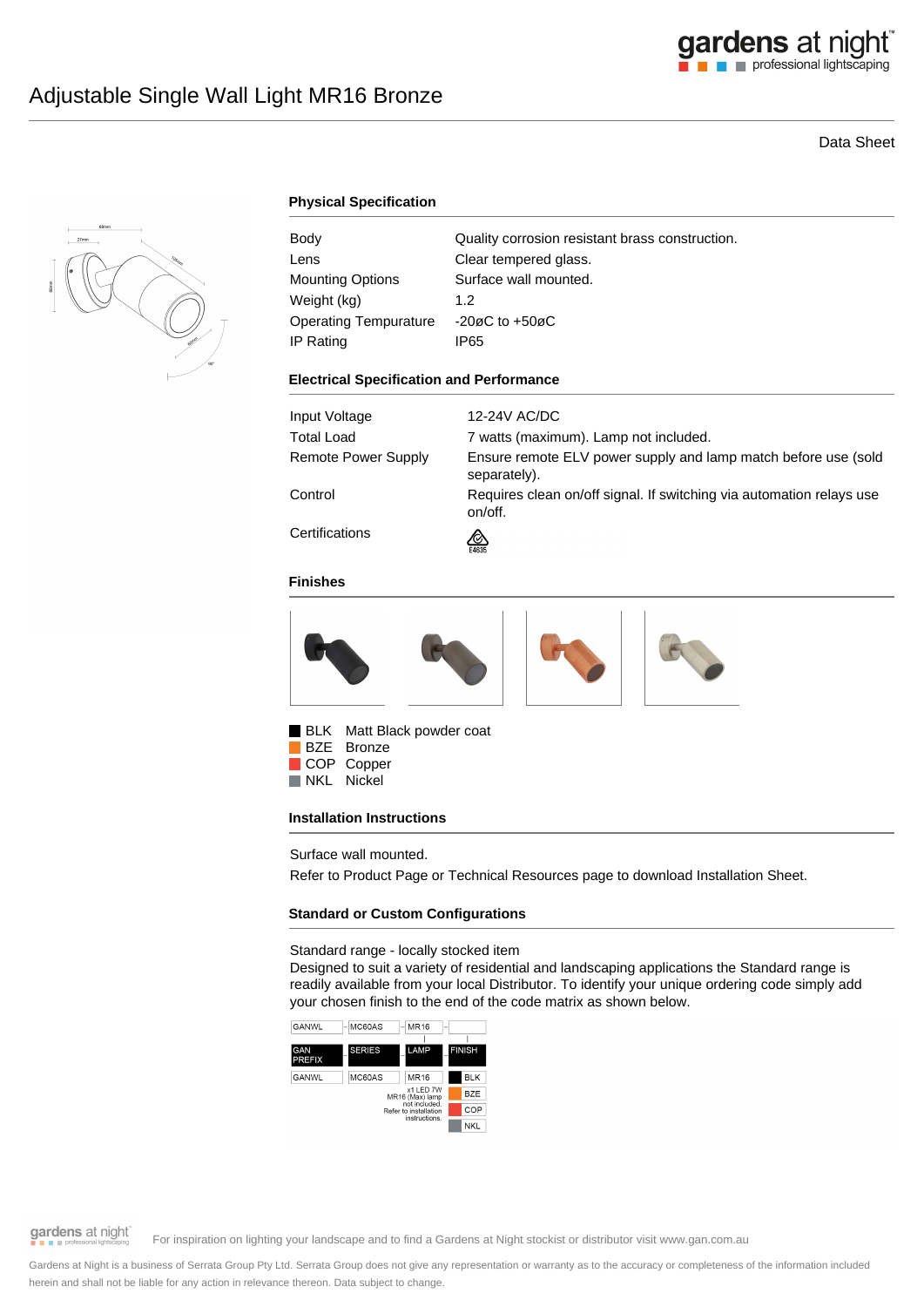# Adjustable Single Wall Light MR16 Bronze

Data Sheet

## Physical Specification

| | |
|---|---|
| Body | Quality corrosion resistant brass construction. |
| Lens | Clear tempered glass. |
| Mounting Options | Surface wall mounted. |
| Weight (kg) | 1.2 |
| Operating Tempurature | -20øC to +50øC |
| IP Rating | IP65 |

## Electrical Specification and Performance

| | |
|---|---|
| Input Voltage | 12-24V AC/DC |
| Total Load | 7 watts (maximum). Lamp not included. |
| Remote Power Supply | Ensure remote ELV power supply and lamp match before use (sold separately). |
| Control | Requires clean on/off signal. If switching via automation relays use on/off. |
| Certifications | E4635 |

## Finishes

- BLK Matt Black powder coat
- BZE Bronze
- COP Copper
- NKL Nickel

## Installation Instructions

Surface wall mounted.

Refer to Product Page or Technical Resources page to download Installation Sheet.

## Standard or Custom Configurations

Standard range - locally stocked item

Designed to suit a variety of residential and landscaping applications the Standard range is readily available from your local Distributor. To identify your unique ordering code simply add your chosen finish to the end of the code matrix as shown below.

| GANWL | MC60AS | MR16 | |
|---|---|---|---|
| GAN PREFIX | SERIES | LAMP | FINISH |
| GANWL | MC60AS | MR16 | BLK |
| | | x1 LED 7W MR16 (Max) lamp not included. Refer to installation instructions. | BZE |
| | | | COP |
| | | | NKL |

For inspiration on lighting your landscape and to find a Gardens at Night stockist or distributor visit www.gan.com.au

Gardens at Night is a business of Serrata Group Pty Ltd. Serrata Group does not give any representation or warranty as to the accuracy or completeness of the information included herein and shall not be liable for any action in relevance thereon. Data subject to change.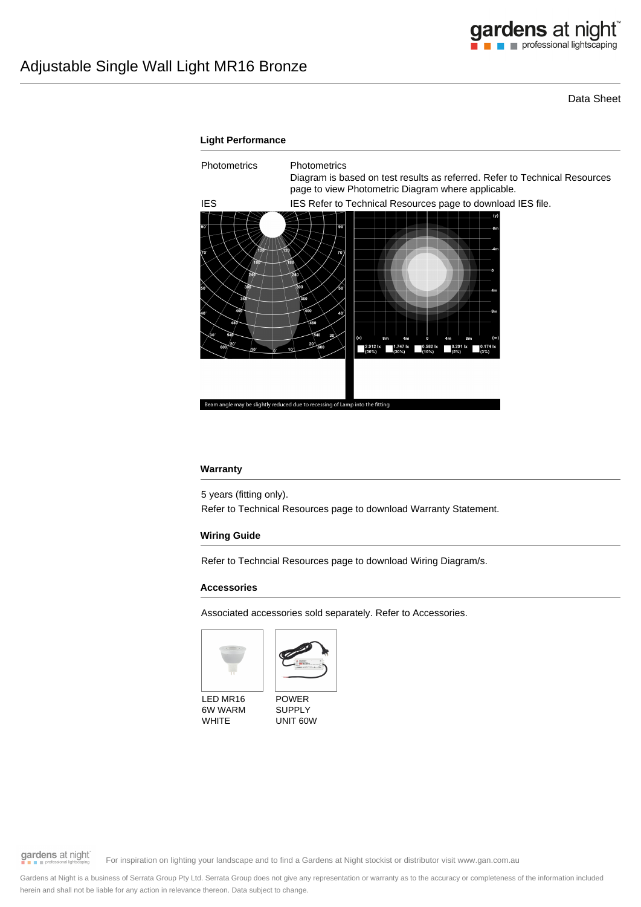# Adjustable Single Wall Light MR16 Bronze

Data Sheet

### Light Performance

| | |
|---|---|
| Photometrics | Photometrics<br>Diagram is based on test results as referred. Refer to Technical Resources page to view Photometric Diagram where applicable. |
| IES | IES Refer to Technical Resources page to download IES file. |

Beam angle may be slightly reduced due to recessing of Lamp into the fitting

### Warranty

5 years (fitting only).

Refer to Technical Resources page to download Warranty Statement.

### Wiring Guide

Refer to Techncial Resources page to download Wiring Diagram/s.

### Accessories

Associated accessories sold separately. Refer to Accessories.

LED MR16 6W WARM WHITE

POWER SUPPLY UNIT 60W

For inspiration on lighting your landscape and to find a Gardens at Night stockist or distributor visit www.gan.com.au

Gardens at Night is a business of Serrata Group Pty Ltd. Serrata Group does not give any representation or warranty as to the accuracy or completeness of the information included herein and shall not be liable for any action in relevance thereon. Data subject to change.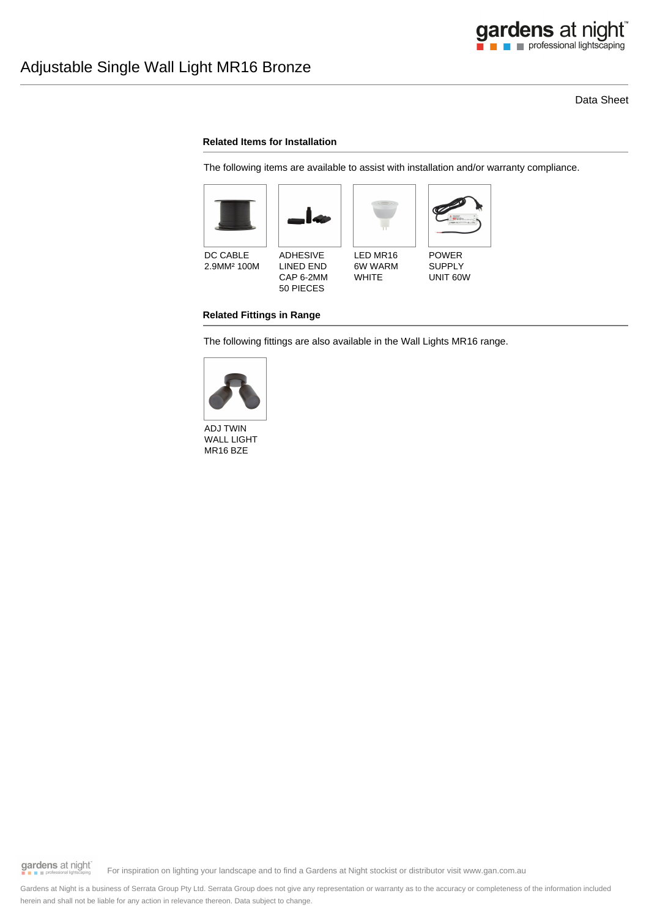# Adjustable Single Wall Light MR16 Bronze

Data Sheet

### Related Items for Installation

The following items are available to assist with installation and/or warranty compliance.

DC CABLE 2.9MM² 100M

ADHESIVE LINED END CAP 6-2MM 50 PIECES

LED MR16 6W WARM WHITE

POWER SUPPLY UNIT 60W

### Related Fittings in Range

The following fittings are also available in the Wall Lights MR16 range.

ADJ TWIN WALL LIGHT MR16 BZE

For inspiration on lighting your landscape and to find a Gardens at Night stockist or distributor visit www.gan.com.au

Gardens at Night is a business of Serrata Group Pty Ltd. Serrata Group does not give any representation or warranty as to the accuracy or completeness of the information included herein and shall not be liable for any action in relevance thereon. Data subject to change.